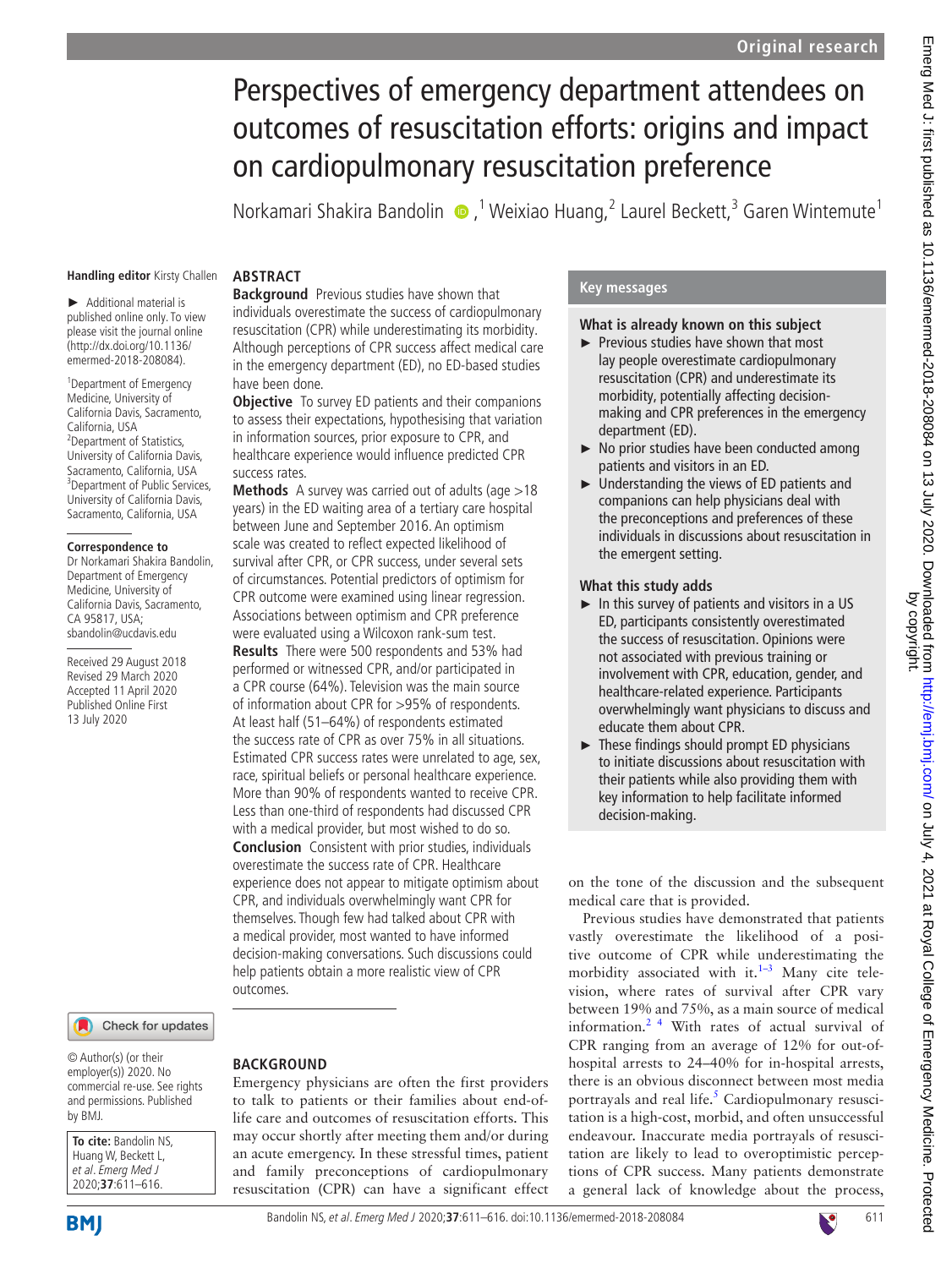# Perspectives of emergency department attendees on outcomes of resuscitation efforts: origins and impact on cardiopulmonary resuscitation preference

Norkamari Shakira Bandolin,[1] Weixiao Huang,[2] Laurel Beckett,[3] Garen Wintemute[1]

**Handling editor** Kirsty Challen

► Additional material is published online only. To view please visit the journal online (http://dx.doi.org/10.1136/emermed-2018-208084).

[1]Department of Emergency Medicine, University of California Davis, Sacramento, California, USA
[2]Department of Statistics, University of California Davis, Sacramento, California, USA
[3]Department of Public Services, University of California Davis, Sacramento, California, USA

**Correspondence to**
Dr Norkamari Shakira Bandolin, Department of Emergency Medicine, University of California Davis, Sacramento, CA 95817, USA; sbandolin@ucdavis.edu

Received 29 August 2018
Revised 29 March 2020
Accepted 11 April 2020
Published Online First 13 July 2020

## ABSTRACT

**Background** Previous studies have shown that individuals overestimate the success of cardiopulmonary resuscitation (CPR) while underestimating its morbidity. Although perceptions of CPR success affect medical care in the emergency department (ED), no ED-based studies have been done.

**Objective** To survey ED patients and their companions to assess their expectations, hypothesising that variation in information sources, prior exposure to CPR, and healthcare experience would influence predicted CPR success rates.

**Methods** A survey was carried out of adults (age >18 years) in the ED waiting area of a tertiary care hospital between June and September 2016. An optimism scale was created to reflect expected likelihood of survival after CPR, or CPR success, under several sets of circumstances. Potential predictors of optimism for CPR outcome were examined using linear regression. Associations between optimism and CPR preference were evaluated using a Wilcoxon rank-sum test.

**Results** There were 500 respondents and 53% had performed or witnessed CPR, and/or participated in a CPR course (64%). Television was the main source of information about CPR for >95% of respondents. At least half (51–64%) of respondents estimated the success rate of CPR as over 75% in all situations. Estimated CPR success rates were unrelated to age, sex, race, spiritual beliefs or personal healthcare experience. More than 90% of respondents wanted to receive CPR. Less than one-third of respondents had discussed CPR with a medical provider, but most wished to do so.

**Conclusion** Consistent with prior studies, individuals overestimate the success rate of CPR. Healthcare experience does not appear to mitigate optimism about CPR, and individuals overwhelmingly want CPR for themselves. Though few had talked about CPR with a medical provider, most wanted to have informed decision-making conversations. Such discussions could help patients obtain a more realistic view of CPR outcomes.

## Key messages

### What is already known on this subject

- ► Previous studies have shown that most lay people overestimate cardiopulmonary resuscitation (CPR) and underestimate its morbidity, potentially affecting decision-making and CPR preferences in the emergency department (ED).
- ► No prior studies have been conducted among patients and visitors in an ED.
- ► Understanding the views of ED patients and companions can help physicians deal with the preconceptions and preferences of these individuals in discussions about resuscitation in the emergent setting.

### What this study adds

- ► In this survey of patients and visitors in a US ED, participants consistently overestimated the success of resuscitation. Opinions were not associated with previous training or involvement with CPR, education, gender, and healthcare-related experience. Participants overwhelmingly want physicians to discuss and educate them about CPR.
- ► These findings should prompt ED physicians to initiate discussions about resuscitation with their patients while also providing them with key information to help facilitate informed decision-making.

## BACKGROUND

Emergency physicians are often the first providers to talk to patients or their families about end-of-life care and outcomes of resuscitation efforts. This may occur shortly after meeting them and/or during an acute emergency. In these stressful times, patient and family preconceptions of cardiopulmonary resuscitation (CPR) can have a significant effect on the tone of the discussion and the subsequent medical care that is provided.

Previous studies have demonstrated that patients vastly overestimate the likelihood of a positive outcome of CPR while underestimating the morbidity associated with it.[1–3] Many cite television, where rates of survival after CPR vary between 19% and 75%, as a main source of medical information.[2 4] With rates of actual survival of CPR ranging from an average of 12% for out-of-hospital arrests to 24–40% for in-hospital arrests, there is an obvious disconnect between most media portrayals and real life.[5] Cardiopulmonary resuscitation is a high-cost, morbid, and often unsuccessful endeavour. Inaccurate media portrayals of resuscitation are likely to lead to overoptimistic perceptions of CPR success. Many patients demonstrate a general lack of knowledge about the process,

© Author(s) (or their employer(s)) 2020. No commercial re-use. See rights and permissions. Published by BMJ.

**To cite:** Bandolin NS, Huang W, Beckett L, et al. *Emerg Med J* 2020;**37**:611–616.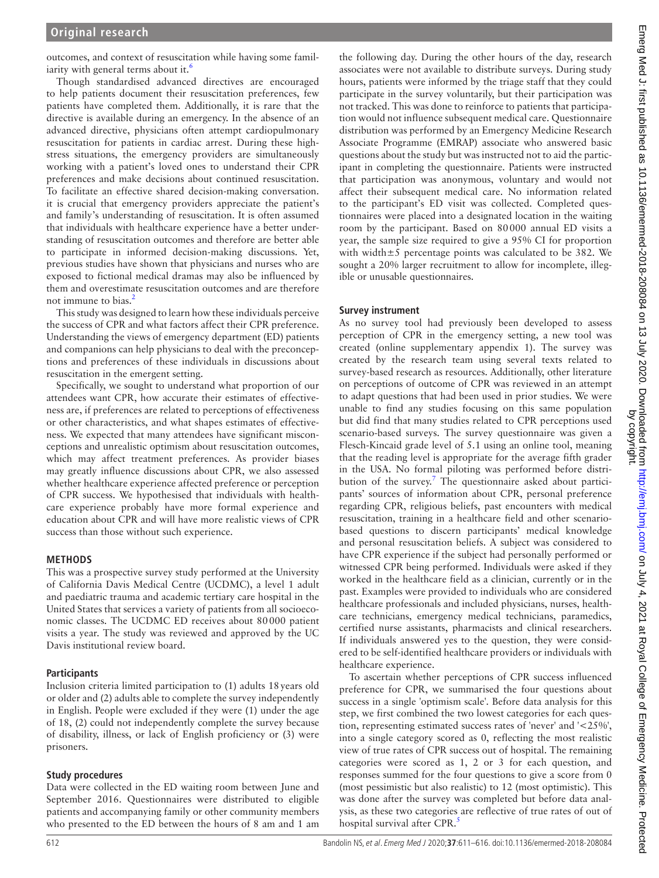outcomes, and context of resuscitation while having some familiarity with general terms about it.[6]

Though standardised advanced directives are encouraged to help patients document their resuscitation preferences, few patients have completed them. Additionally, it is rare that the directive is available during an emergency. In the absence of an advanced directive, physicians often attempt cardiopulmonary resuscitation for patients in cardiac arrest. During these high-stress situations, the emergency providers are simultaneously working with a patient's loved ones to understand their CPR preferences and make decisions about continued resuscitation. To facilitate an effective shared decision-making conversation. it is crucial that emergency providers appreciate the patient's and family's understanding of resuscitation. It is often assumed that individuals with healthcare experience have a better understanding of resuscitation outcomes and therefore are better able to participate in informed decision-making discussions. Yet, previous studies have shown that physicians and nurses who are exposed to fictional medical dramas may also be influenced by them and overestimate resuscitation outcomes and are therefore not immune to bias.[2]

This study was designed to learn how these individuals perceive the success of CPR and what factors affect their CPR preference. Understanding the views of emergency department (ED) patients and companions can help physicians to deal with the preconceptions and preferences of these individuals in discussions about resuscitation in the emergent setting.

Specifically, we sought to understand what proportion of our attendees want CPR, how accurate their estimates of effectiveness are, if preferences are related to perceptions of effectiveness or other characteristics, and what shapes estimates of effectiveness. We expected that many attendees have significant misconceptions and unrealistic optimism about resuscitation outcomes, which may affect treatment preferences. As provider biases may greatly influence discussions about CPR, we also assessed whether healthcare experience affected preference or perception of CPR success. We hypothesised that individuals with healthcare experience probably have more formal experience and education about CPR and will have more realistic views of CPR success than those without such experience.

## METHODS

This was a prospective survey study performed at the University of California Davis Medical Centre (UCDMC), a level 1 adult and paediatric trauma and academic tertiary care hospital in the United States that services a variety of patients from all socioeconomic classes. The UCDMC ED receives about 80 000 patient visits a year. The study was reviewed and approved by the UC Davis institutional review board.

### Participants

Inclusion criteria limited participation to (1) adults 18 years old or older and (2) adults able to complete the survey independently in English. People were excluded if they were (1) under the age of 18, (2) could not independently complete the survey because of disability, illness, or lack of English proficiency or (3) were prisoners.

### Study procedures

Data were collected in the ED waiting room between June and September 2016. Questionnaires were distributed to eligible patients and accompanying family or other community members who presented to the ED between the hours of 8 am and 1 am the following day. During the other hours of the day, research associates were not available to distribute surveys. During study hours, patients were informed by the triage staff that they could participate in the survey voluntarily, but their participation was not tracked. This was done to reinforce to patients that participation would not influence subsequent medical care. Questionnaire distribution was performed by an Emergency Medicine Research Associate Programme (EMRAP) associate who answered basic questions about the study but was instructed not to aid the participant in completing the questionnaire. Patients were instructed that participation was anonymous, voluntary and would not affect their subsequent medical care. No information related to the participant's ED visit was collected. Completed questionnaires were placed into a designated location in the waiting room by the participant. Based on 80 000 annual ED visits a year, the sample size required to give a 95% CI for proportion with width±5 percentage points was calculated to be 382. We sought a 20% larger recruitment to allow for incomplete, illegible or unusable questionnaires.

### Survey instrument

As no survey tool had previously been developed to assess perception of CPR in the emergency setting, a new tool was created (online supplementary appendix 1). The survey was created by the research team using several texts related to survey-based research as resources. Additionally, other literature on perceptions of outcome of CPR was reviewed in an attempt to adapt questions that had been used in prior studies. We were unable to find any studies focusing on this same population but did find that many studies related to CPR perceptions used scenario-based surveys. The survey questionnaire was given a Flesch-Kincaid grade level of 5.1 using an online tool, meaning that the reading level is appropriate for the average fifth grader in the USA. No formal piloting was performed before distribution of the survey.[7] The questionnaire asked about participants' sources of information about CPR, personal preference regarding CPR, religious beliefs, past encounters with medical resuscitation, training in a healthcare field and other scenario-based questions to discern participants' medical knowledge and personal resuscitation beliefs. A subject was considered to have CPR experience if the subject had personally performed or witnessed CPR being performed. Individuals were asked if they worked in the healthcare field as a clinician, currently or in the past. Examples were provided to individuals who are considered healthcare professionals and included physicians, nurses, healthcare technicians, emergency medical technicians, paramedics, certified nurse assistants, pharmacists and clinical researchers. If individuals answered yes to the question, they were considered to be self-identified healthcare providers or individuals with healthcare experience.

To ascertain whether perceptions of CPR success influenced preference for CPR, we summarised the four questions about success in a single 'optimism scale'. Before data analysis for this step, we first combined the two lowest categories for each question, representing estimated success rates of 'never' and '<25%', into a single category scored as 0, reflecting the most realistic view of true rates of CPR success out of hospital. The remaining categories were scored as 1, 2 or 3 for each question, and responses summed for the four questions to give a score from 0 (most pessimistic but also realistic) to 12 (most optimistic). This was done after the survey was completed but before data analysis, as these two categories are reflective of true rates of out of hospital survival after CPR.[5]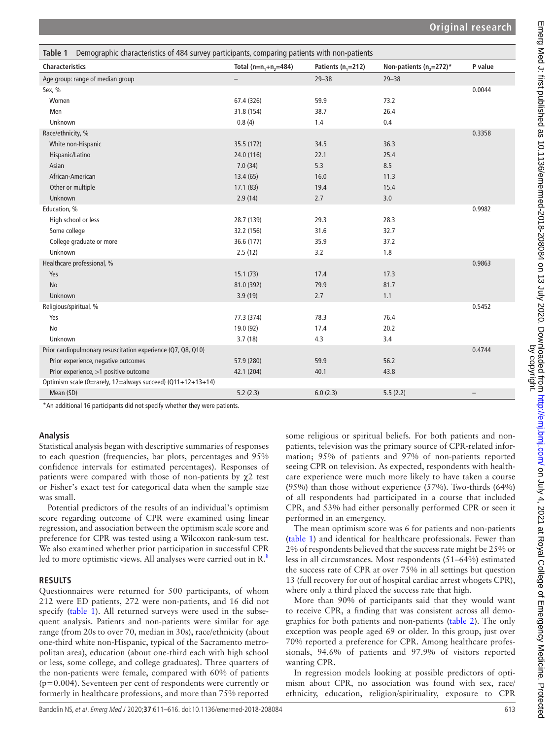Table 1 Demographic characteristics of 484 survey participants, comparing patients with non-patients

| Characteristics | Total ($n=n_1+n_2=484$) | Patients ($n_1=212$) | Non-patients ($n_2=272$)* | P value |
|---|---|---|---|---|
| Age group: range of median group | – | 29–38 | 29–38 | |
| Sex, % | | | | 0.0044 |
| Women | 67.4 (326) | 59.9 | 73.2 | |
| Men | 31.8 (154) | 38.7 | 26.4 | |
| Unknown | 0.8 (4) | 1.4 | 0.4 | |
| Race/ethnicity, % | | | | 0.3358 |
| White non-Hispanic | 35.5 (172) | 34.5 | 36.3 | |
| Hispanic/Latino | 24.0 (116) | 22.1 | 25.4 | |
| Asian | 7.0 (34) | 5.3 | 8.5 | |
| African-American | 13.4 (65) | 16.0 | 11.3 | |
| Other or multiple | 17.1 (83) | 19.4 | 15.4 | |
| Unknown | 2.9 (14) | 2.7 | 3.0 | |
| Education, % | | | | 0.9982 |
| High school or less | 28.7 (139) | 29.3 | 28.3 | |
| Some college | 32.2 (156) | 31.6 | 32.7 | |
| College graduate or more | 36.6 (177) | 35.9 | 37.2 | |
| Unknown | 2.5 (12) | 3.2 | 1.8 | |
| Healthcare professional, % | | | | 0.9863 |
| Yes | 15.1 (73) | 17.4 | 17.3 | |
| No | 81.0 (392) | 79.9 | 81.7 | |
| Unknown | 3.9 (19) | 2.7 | 1.1 | |
| Religious/spiritual, % | | | | 0.5452 |
| Yes | 77.3 (374) | 78.3 | 76.4 | |
| No | 19.0 (92) | 17.4 | 20.2 | |
| Unknown | 3.7 (18) | 4.3 | 3.4 | |
| Prior cardiopulmonary resuscitation experience (Q7, Q8, Q10) | | | | 0.4744 |
| Prior experience, negative outcomes | 57.9 (280) | 59.9 | 56.2 | |
| Prior experience, >1 positive outcome | 42.1 (204) | 40.1 | 43.8 | |
| Optimism scale (0=rarely, 12=always succeed) (Q11+12+13+14) | | | | |
| Mean (SD) | 5.2 (2.3) | 6.0 (2.3) | 5.5 (2.2) | – |

*An additional 16 participants did not specify whether they were patients.

## Analysis

Statistical analysis began with descriptive summaries of responses to each question (frequencies, bar plots, percentages and 95% confidence intervals for estimated percentages). Responses of patients were compared with those of non-patients by $\chi^2$ test or Fisher's exact test for categorical data when the sample size was small.

Potential predictors of the results of an individual's optimism score regarding outcome of CPR were examined using linear regression, and association between the optimism scale score and preference for CPR was tested using a Wilcoxon rank-sum test. We also examined whether prior participation in successful CPR led to more optimistic views. All analyses were carried out in R.[8]

## RESULTS

Questionnaires were returned for 500 participants, of whom 212 were ED patients, 272 were non-patients, and 16 did not specify (table 1). All returned surveys were used in the subsequent analysis. Patients and non-patients were similar for age range (from 20s to over 70, median in 30s), race/ethnicity (about one-third white non-Hispanic, typical of the Sacramento metropolitan area), education (about one-third each with high school or less, some college, and college graduates). Three quarters of the non-patients were female, compared with 60% of patients (p=0.004). Seventeen per cent of respondents were currently or formerly in healthcare professions, and more than 75% reported some religious or spiritual beliefs. For both patients and non-patients, television was the primary source of CPR-related information; 95% of patients and 97% of non-patients reported seeing CPR on television. As expected, respondents with healthcare experience were much more likely to have taken a course (95%) than those without experience (57%). Two-thirds (64%) of all respondents had participated in a course that included CPR, and 53% had either personally performed CPR or seen it performed in an emergency.

The mean optimism score was 6 for patients and non-patients (table 1) and identical for healthcare professionals. Fewer than 2% of respondents believed that the success rate might be 25% or less in all circumstances. Most respondents (51–64%) estimated the success rate of CPR at over 75% in all settings but question 13 (full recovery for out of hospital cardiac arrest whogets CPR), where only a third placed the success rate that high.

More than 90% of participants said that they would want to receive CPR, a finding that was consistent across all demographics for both patients and non-patients (table 2). The only exception was people aged 69 or older. In this group, just over 70% reported a preference for CPR. Among healthcare professionals, 94.6% of patients and 97.9% of visitors reported wanting CPR.

In regression models looking at possible predictors of optimism about CPR, no association was found with sex, race/ethnicity, education, religion/spirituality, exposure to CPR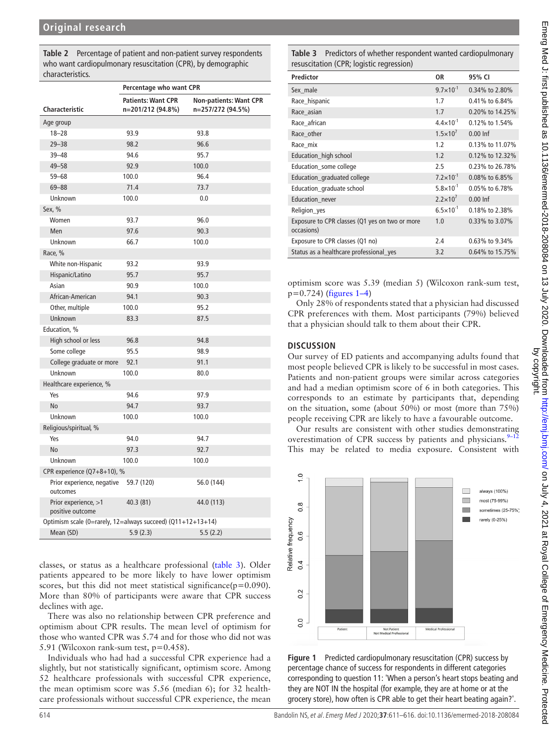**Table 2** Percentage of patient and non-patient survey respondents who want cardiopulmonary resuscitation (CPR), by demographic characteristics.

| Characteristic | Percentage who want CPR | |
|---|---|---|
| | Patients: Want CPR n=201/212 (94.8%) | Non-patients: Want CPR n=257/272 (94.5%) |
| Age group | | |
| 18–28 | 93.9 | 93.8 |
| 29–38 | 98.2 | 96.6 |
| 39–48 | 94.6 | 95.7 |
| 49–58 | 92.9 | 100.0 |
| 59–68 | 100.0 | 96.4 |
| 69–88 | 71.4 | 73.7 |
| Unknown | 100.0 | 0.0 |
| Sex, % | | |
| Women | 93.7 | 96.0 |
| Men | 97.6 | 90.3 |
| Unknown | 66.7 | 100.0 |
| Race, % | | |
| White non-Hispanic | 93.2 | 93.9 |
| Hispanic/Latino | 95.7 | 95.7 |
| Asian | 90.9 | 100.0 |
| African-American | 94.1 | 90.3 |
| Other, multiple | 100.0 | 95.2 |
| Unknown | 83.3 | 87.5 |
| Education, % | | |
| High school or less | 96.8 | 94.8 |
| Some college | 95.5 | 98.9 |
| College graduate or more | 92.1 | 91.1 |
| Unknown | 100.0 | 80.0 |
| Healthcare experience, % | | |
| Yes | 94.6 | 97.9 |
| No | 94.7 | 93.7 |
| Unknown | 100.0 | 100.0 |
| Religious/spiritual, % | | |
| Yes | 94.0 | 94.7 |
| No | 97.3 | 92.7 |
| Unknown | 100.0 | 100.0 |
| CPR experience (Q7+8+10), % | | |
| Prior experience, negative outcomes | 59.7 (120) | 56.0 (144) |
| Prior experience, >1 positive outcome | 40.3 (81) | 44.0 (113) |
| Optimism scale (0=rarely, 12=always succeed) (Q11+12+13+14) | | |
| Mean (SD) | 5.9 (2.3) | 5.5 (2.2) |

**Table 3** Predictors of whether respondent wanted cardiopulmonary resuscitation (CPR; logistic regression)

| Predictor | OR | 95% CI |
|---|---|---|
| Sex_male | $9.7\times10^{-1}$ | 0.34% to 2.80% |
| Race_hispanic | 1.7 | 0.41% to 6.84% |
| Race_asian | 1.7 | 0.20% to 14.25% |
| Race_african | $4.4\times10^{-1}$ | 0.12% to 1.54% |
| Race_other | $1.5\times10^{7}$ | 0.00 Inf |
| Race_mix | 1.2 | 0.13% to 11.07% |
| Education_high school | 1.2 | 0.12% to 12.32% |
| Education_some college | 2.5 | 0.23% to 26.78% |
| Education_graduated college | $7.2\times10^{-1}$ | 0.08% to 6.85% |
| Education_graduate school | $5.8\times10^{-1}$ | 0.05% to 6.78% |
| Education_never | $2.2\times10^{7}$ | 0.00 Inf |
| Religion_yes | $6.5\times10^{-1}$ | 0.18% to 2.38% |
| Exposure to CPR classes (Q1 yes on two or more occasions) | 1.0 | 0.33% to 3.07% |
| Exposure to CPR classes (Q1 no) | 2.4 | 0.63% to 9.34% |
| Status as a healthcare professional_yes | 3.2 | 0.64% to 15.75% |

classes, or status as a healthcare professional (table 3). Older patients appeared to be more likely to have lower optimism scores, but this did not meet statistical significance(p=0.090). More than 80% of participants were aware that CPR success declines with age.

There was also no relationship between CPR preference and optimism about CPR results. The mean level of optimism for those who wanted CPR was 5.74 and for those who did not was 5.91 (Wilcoxon rank-sum test, p=0.458).

Individuals who had had a successful CPR experience had a slightly, but not statistically significant, optimism score. Among 52 healthcare professionals with successful CPR experience, the mean optimism score was 5.56 (median 6); for 32 healthcare professionals without successful CPR experience, the mean optimism score was 5.39 (median 5) (Wilcoxon rank-sum test, p=0.724) (figures 1–4)

Only 28% of respondents stated that a physician had discussed CPR preferences with them. Most participants (79%) believed that a physician should talk to them about their CPR.

## DISCUSSION

Our survey of ED patients and accompanying adults found that most people believed CPR is likely to be successful in most cases. Patients and non-patient groups were similar across categories and had a median optimism score of 6 in both categories. This corresponds to an estimate by participants that, depending on the situation, some (about 50%) or most (more than 75%) people receiving CPR are likely to have a favourable outcome.

Our results are consistent with other studies demonstrating overestimation of CPR success by patients and physicians.[9–12] This may be related to media exposure. Consistent with

**Figure 1** Predicted cardiopulmonary resuscitation (CPR) success by percentage chance of success for respondents in different categories corresponding to question 11: 'When a person's heart stops beating and they are NOT IN the hospital (for example, they are at home or at the grocery store), how often is CPR able to get their heart beating again?'.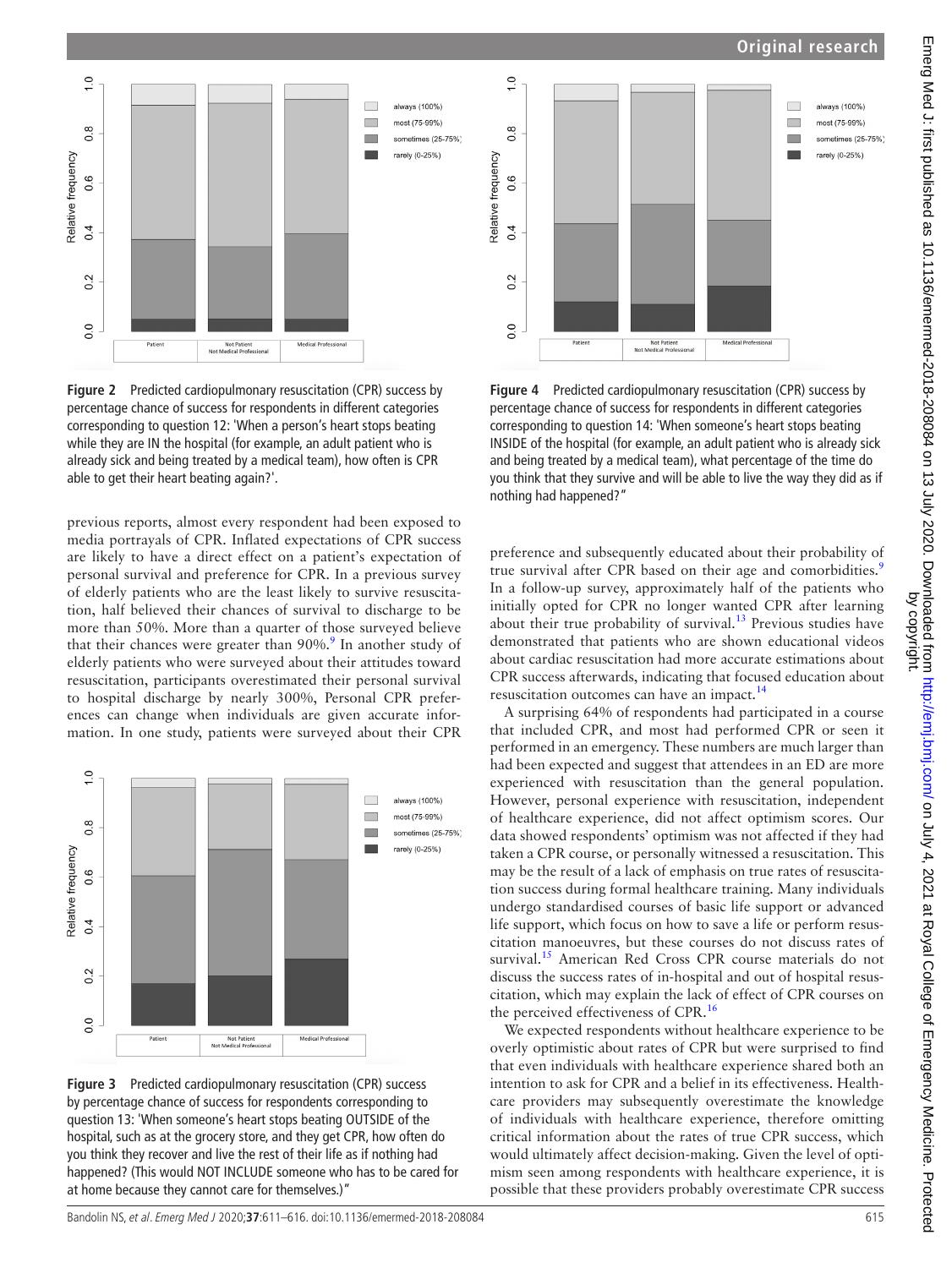Figure 2 Predicted cardiopulmonary resuscitation (CPR) success by percentage chance of success for respondents in different categories corresponding to question 12: 'When a person's heart stops beating while they are IN the hospital (for example, an adult patient who is already sick and being treated by a medical team), how often is CPR able to get their heart beating again?'.

previous reports, almost every respondent had been exposed to media portrayals of CPR. Inflated expectations of CPR success are likely to have a direct effect on a patient's expectation of personal survival and preference for CPR. In a previous survey of elderly patients who are the least likely to survive resuscitation, half believed their chances of survival to discharge to be more than 50%. More than a quarter of those surveyed believe that their chances were greater than 90%.[9] In another study of elderly patients who were surveyed about their attitudes toward resuscitation, participants overestimated their personal survival to hospital discharge by nearly 300%, Personal CPR preferences can change when individuals are given accurate information. In one study, patients were surveyed about their CPR preference and subsequently educated about their probability of true survival after CPR based on their age and comorbidities.[9] In a follow-up survey, approximately half of the patients who initially opted for CPR no longer wanted CPR after learning about their true probability of survival.[13] Previous studies have demonstrated that patients who are shown educational videos about cardiac resuscitation had more accurate estimations about CPR success afterwards, indicating that focused education about resuscitation outcomes can have an impact.[14]

Figure 3 Predicted cardiopulmonary resuscitation (CPR) success by percentage chance of success for respondents corresponding to question 13: 'When someone's heart stops beating OUTSIDE of the hospital, such as at the grocery store, and they get CPR, how often do you think they recover and live the rest of their life as if nothing had happened? (This would NOT INCLUDE someone who has to be cared for at home because they cannot care for themselves.)"

Figure 4 Predicted cardiopulmonary resuscitation (CPR) success by percentage chance of success for respondents in different categories corresponding to question 14: 'When someone's heart stops beating INSIDE of the hospital (for example, an adult patient who is already sick and being treated by a medical team), what percentage of the time do you think that they survive and will be able to live the way they did as if nothing had happened?"

A surprising 64% of respondents had participated in a course that included CPR, and most had performed CPR or seen it performed in an emergency. These numbers are much larger than had been expected and suggest that attendees in an ED are more experienced with resuscitation than the general population. However, personal experience with resuscitation, independent of healthcare experience, did not affect optimism scores. Our data showed respondents' optimism was not affected if they had taken a CPR course, or personally witnessed a resuscitation. This may be the result of a lack of emphasis on true rates of resuscitation success during formal healthcare training. Many individuals undergo standardised courses of basic life support or advanced life support, which focus on how to save a life or perform resuscitation manoeuvres, but these courses do not discuss rates of survival.[15] American Red Cross CPR course materials do not discuss the success rates of in-hospital and out of hospital resuscitation, which may explain the lack of effect of CPR courses on the perceived effectiveness of CPR.[16]

We expected respondents without healthcare experience to be overly optimistic about rates of CPR but were surprised to find that even individuals with healthcare experience shared both an intention to ask for CPR and a belief in its effectiveness. Healthcare providers may subsequently overestimate the knowledge of individuals with healthcare experience, therefore omitting critical information about the rates of true CPR success, which would ultimately affect decision-making. Given the level of optimism seen among respondents with healthcare experience, it is possible that these providers probably overestimate CPR success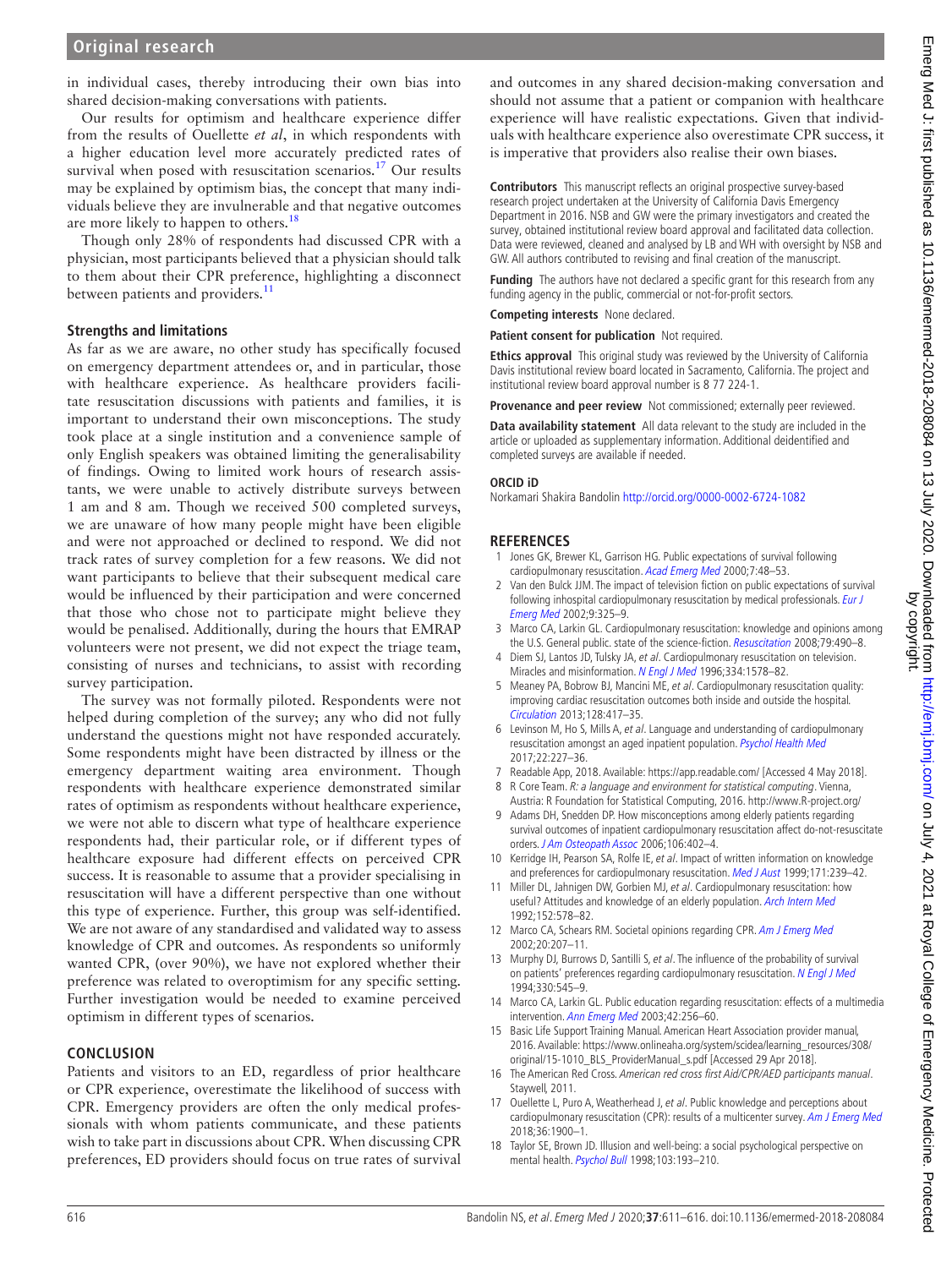in individual cases, thereby introducing their own bias into shared decision-making conversations with patients.

Our results for optimism and healthcare experience differ from the results of Ouellette *et al*, in which respondents with a higher education level more accurately predicted rates of survival when posed with resuscitation scenarios.[17] Our results may be explained by optimism bias, the concept that many individuals believe they are invulnerable and that negative outcomes are more likely to happen to others.[18]

Though only 28% of respondents had discussed CPR with a physician, most participants believed that a physician should talk to them about their CPR preference, highlighting a disconnect between patients and providers.[11]

## Strengths and limitations

As far as we are aware, no other study has specifically focused on emergency department attendees or, and in particular, those with healthcare experience. As healthcare providers facilitate resuscitation discussions with patients and families, it is important to understand their own misconceptions. The study took place at a single institution and a convenience sample of only English speakers was obtained limiting the generalisability of findings. Owing to limited work hours of research assistants, we were unable to actively distribute surveys between 1 am and 8 am. Though we received 500 completed surveys, we are unaware of how many people might have been eligible and were not approached or declined to respond. We did not track rates of survey completion for a few reasons. We did not want participants to believe that their subsequent medical care would be influenced by their participation and were concerned that those who chose not to participate might believe they would be penalised. Additionally, during the hours that EMRAP volunteers were not present, we did not expect the triage team, consisting of nurses and technicians, to assist with recording survey participation.

The survey was not formally piloted. Respondents were not helped during completion of the survey; any who did not fully understand the questions might not have responded accurately. Some respondents might have been distracted by illness or the emergency department waiting area environment. Though respondents with healthcare experience demonstrated similar rates of optimism as respondents without healthcare experience, we were not able to discern what type of healthcare experience respondents had, their particular role, or if different types of healthcare exposure had different effects on perceived CPR success. It is reasonable to assume that a provider specialising in resuscitation will have a different perspective than one without this type of experience. Further, this group was self-identified. We are not aware of any standardised and validated way to assess knowledge of CPR and outcomes. As respondents so uniformly wanted CPR, (over 90%), we have not explored whether their preference was related to overoptimism for any specific setting. Further investigation would be needed to examine perceived optimism in different types of scenarios.

## CONCLUSION

Patients and visitors to an ED, regardless of prior healthcare or CPR experience, overestimate the likelihood of success with CPR. Emergency providers are often the only medical professionals with whom patients communicate, and these patients wish to take part in discussions about CPR. When discussing CPR preferences, ED providers should focus on true rates of survival and outcomes in any shared decision-making conversation and should not assume that a patient or companion with healthcare experience will have realistic expectations. Given that individuals with healthcare experience also overestimate CPR success, it is imperative that providers also realise their own biases.

**Contributors** This manuscript reflects an original prospective survey-based research project undertaken at the University of California Davis Emergency Department in 2016. NSB and GW were the primary investigators and created the survey, obtained institutional review board approval and facilitated data collection. Data were reviewed, cleaned and analysed by LB and WH with oversight by NSB and GW. All authors contributed to revising and final creation of the manuscript.

**Funding** The authors have not declared a specific grant for this research from any funding agency in the public, commercial or not-for-profit sectors.

**Competing interests** None declared.

**Patient consent for publication** Not required.

**Ethics approval** This original study was reviewed by the University of California Davis institutional review board located in Sacramento, California. The project and institutional review board approval number is 8 77 224-1.

**Provenance and peer review** Not commissioned; externally peer reviewed.

**Data availability statement** All data relevant to the study are included in the article or uploaded as supplementary information. Additional deidentified and completed surveys are available if needed.

### ORCID iD

Norkamari Shakira Bandolin http://orcid.org/0000-0002-6724-1082

## REFERENCES

1. Jones GK, Brewer KL, Garrison HG. Public expectations of survival following cardiopulmonary resuscitation. *Acad Emerg Med* 2000;7:48–53.
2. Van den Bulck JJM. The impact of television fiction on public expectations of survival following inhospital cardiopulmonary resuscitation by medical professionals. *Eur J Emerg Med* 2002;9:325–9.
3. Marco CA, Larkin GL. Cardiopulmonary resuscitation: knowledge and opinions among the U.S. General public. state of the science-fiction. *Resuscitation* 2008;79:490–8.
4. Diem SJ, Lantos JD, Tulsky JA, *et al*. Cardiopulmonary resuscitation on television. Miracles and misinformation. *N Engl J Med* 1996;334:1578–82.
5. Meaney PA, Bobrow BJ, Mancini ME, *et al*. Cardiopulmonary resuscitation quality: improving cardiac resuscitation outcomes both inside and outside the hospital. *Circulation* 2013;128:417–35.
6. Levinson M, Ho S, Mills A, *et al*. Language and understanding of cardiopulmonary resuscitation amongst an aged inpatient population. *Psychol Health Med* 2017;22:227–36.
7. Readable App, 2018. Available: https://app.readable.com/ [Accessed 4 May 2018].
8. R Core Team. *R: a language and environment for statistical computing*. Vienna, Austria: R Foundation for Statistical Computing, 2016. http://www.R-project.org/
9. Adams DH, Snedden DP. How misconceptions among elderly patients regarding survival outcomes of inpatient cardiopulmonary resuscitation affect do-not-resuscitate orders. *J Am Osteopath Assoc* 2006;106:402–4.
10. Kerridge IH, Pearson SA, Rolfe IE, *et al*. Impact of written information on knowledge and preferences for cardiopulmonary resuscitation. *Med J Aust* 1999;171:239–42.
11. Miller DL, Jahnigen DW, Gorbien MJ, *et al*. Cardiopulmonary resuscitation: how useful? Attitudes and knowledge of an elderly population. *Arch Intern Med* 1992;152:578–82.
12. Marco CA, Schears RM. Societal opinions regarding CPR. *Am J Emerg Med* 2002;20:207–11.
13. Murphy DJ, Burrows D, Santilli S, *et al*. The influence of the probability of survival on patients' preferences regarding cardiopulmonary resuscitation. *N Engl J Med* 1994;330:545–9.
14. Marco CA, Larkin GL. Public education regarding resuscitation: effects of a multimedia intervention. *Ann Emerg Med* 2003;42:256–60.
15. Basic Life Support Training Manual. American Heart Association provider manual, 2016. Available: https://www.onlineaha.org/system/scidea/learning_resources/308/original/15-1010_BLS_ProviderManual_s.pdf [Accessed 29 Apr 2018].
16. The American Red Cross. *American red cross first Aid/CPR/AED participants manual*. Staywell, 2011.
17. Ouellette L, Puro A, Weatherhead J, *et al*. Public knowledge and perceptions about cardiopulmonary resuscitation (CPR): results of a multicenter survey. *Am J Emerg Med* 2018;36:1900–1.
18. Taylor SE, Brown JD. Illusion and well-being: a social psychological perspective on mental health. *Psychol Bull* 1998;103:193–210.